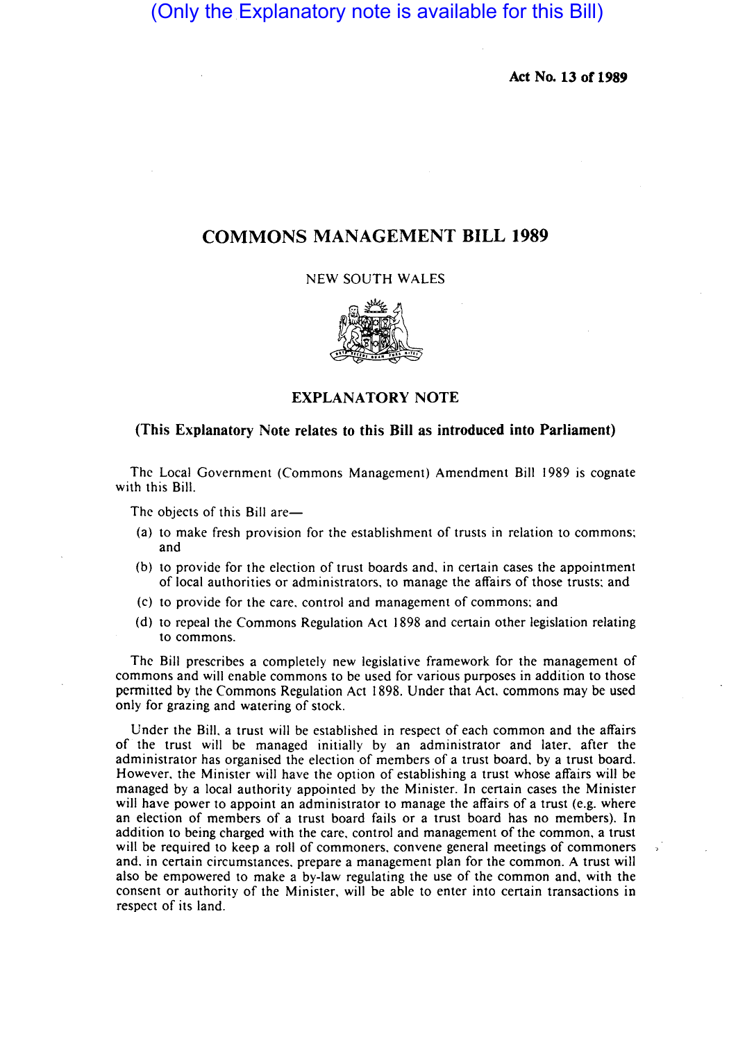(Only the Explanatory note is available for this Bill)

**Act No. 13 of 1989**

# COMMONS MANAGEMENT BILL 1989

NEW SOUTH WALES

## EXPLANATORY NOTE

**(This Explanatory Note relates to this Bill as introduced into Parliament)**

The Local Government (Commons Management) Amendment Bill 1989 is cognate with this Bill.

The objects of this Bill are—

(a) to make fresh provision for the establishment of trusts in relation to commons; and

(b) to provide for the election of trust boards and, in certain cases the appointment of local authorities or administrators, to manage the affairs of those trusts; and

(c) to provide for the care, control and management of commons; and

(d) to repeal the Commons Regulation Act 1898 and certain other legislation relating to commons.

The Bill prescribes a completely new legislative framework for the management of commons and will enable commons to be used for various purposes in addition to those permitted by the Commons Regulation Act 1898. Under that Act, commons may be used only for grazing and watering of stock.

Under the Bill, a trust will be established in respect of each common and the affairs of the trust will be managed initially by an administrator and later, after the administrator has organised the election of members of a trust board, by a trust board. However, the Minister will have the option of establishing a trust whose affairs will be managed by a local authority appointed by the Minister. In certain cases the Minister will have power to appoint an administrator to manage the affairs of a trust (e.g. where an election of members of a trust board fails or a trust board has no members). In addition to being charged with the care, control and management of the common, a trust will be required to keep a roll of commoners, convene general meetings of commoners and, in certain circumstances, prepare a management plan for the common. A trust will also be empowered to make a by-law regulating the use of the common and, with the consent or authority of the Minister, will be able to enter into certain transactions in respect of its land.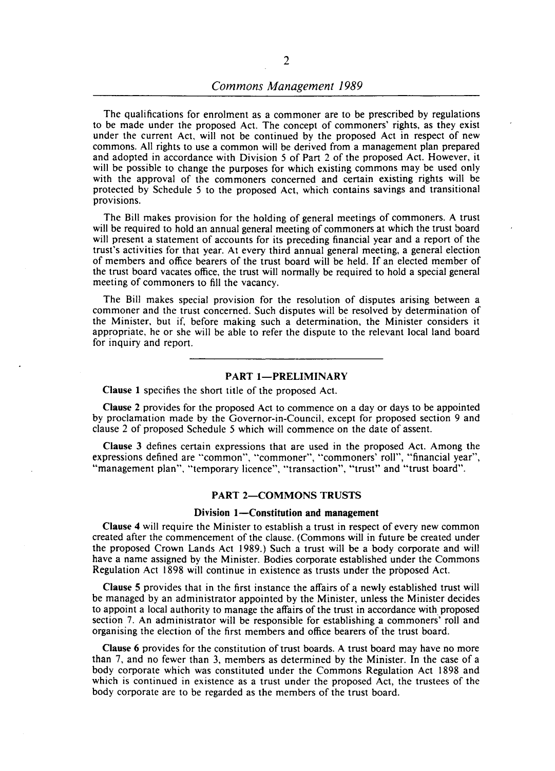The qualifications for enrolment as a commoner are to be prescribed by regulations to be made under the proposed Act. The concept of commoners' rights, as they exist under the current Act, will not be continued by the proposed Act in respect of new commons. All rights to use a common will be derived from a management plan prepared and adopted in accordance with Division 5 of Part 2 of the proposed Act. However, it will be possible to change the purposes for which existing commons may be used only with the approval of the commoners concerned and certain existing rights will be protected by Schedule 5 to the proposed Act, which contains savings and transitional provisions.

The Bill makes provision for the holding of general meetings of commoners. A trust will be required to hold an annual general meeting of commoners at which the trust board will present a statement of accounts for its preceding financial year and a report of the trust's activities for that year. At every third annual general meeting, a general election of members and office bearers of the trust board will be held. If an elected member of the trust board vacates office, the trust will normally be required to hold a special general meeting of commoners to fill the vacancy.

The Bill makes special provision for the resolution of disputes arising between a commoner and the trust concerned. Such disputes will be resolved by determination of the Minister, but if, before making such a determination, the Minister considers it appropriate, he or she will be able to refer the dispute to the relevant local land board for inquiry and report.

---

## PART 1—PRELIMINARY

**Clause 1** specifies the short title of the proposed Act.

**Clause 2** provides for the proposed Act to commence on a day or days to be appointed by proclamation made by the Governor-in-Council, except for proposed section 9 and clause 2 of proposed Schedule 5 which will commence on the date of assent.

**Clause 3** defines certain expressions that are used in the proposed Act. Among the expressions defined are "common", "commoner", "commoners' roll", "financial year", "management plan", "temporary licence", "transaction", "trust" and "trust board".

## PART 2—COMMONS TRUSTS

### Division 1—Constitution and management

**Clause 4** will require the Minister to establish a trust in respect of every new common created after the commencement of the clause. (Commons will in future be created under the proposed Crown Lands Act 1989.) Such a trust will be a body corporate and will have a name assigned by the Minister. Bodies corporate established under the Commons Regulation Act 1898 will continue in existence as trusts under the proposed Act.

**Clause 5** provides that in the first instance the affairs of a newly established trust will be managed by an administrator appointed by the Minister, unless the Minister decides to appoint a local authority to manage the affairs of the trust in accordance with proposed section 7. An administrator will be responsible for establishing a commoners' roll and organising the election of the first members and office bearers of the trust board.

**Clause 6** provides for the constitution of trust boards. A trust board may have no more than 7, and no fewer than 3, members as determined by the Minister. In the case of a body corporate which was constituted under the Commons Regulation Act 1898 and which is continued in existence as a trust under the proposed Act, the trustees of the body corporate are to be regarded as the members of the trust board.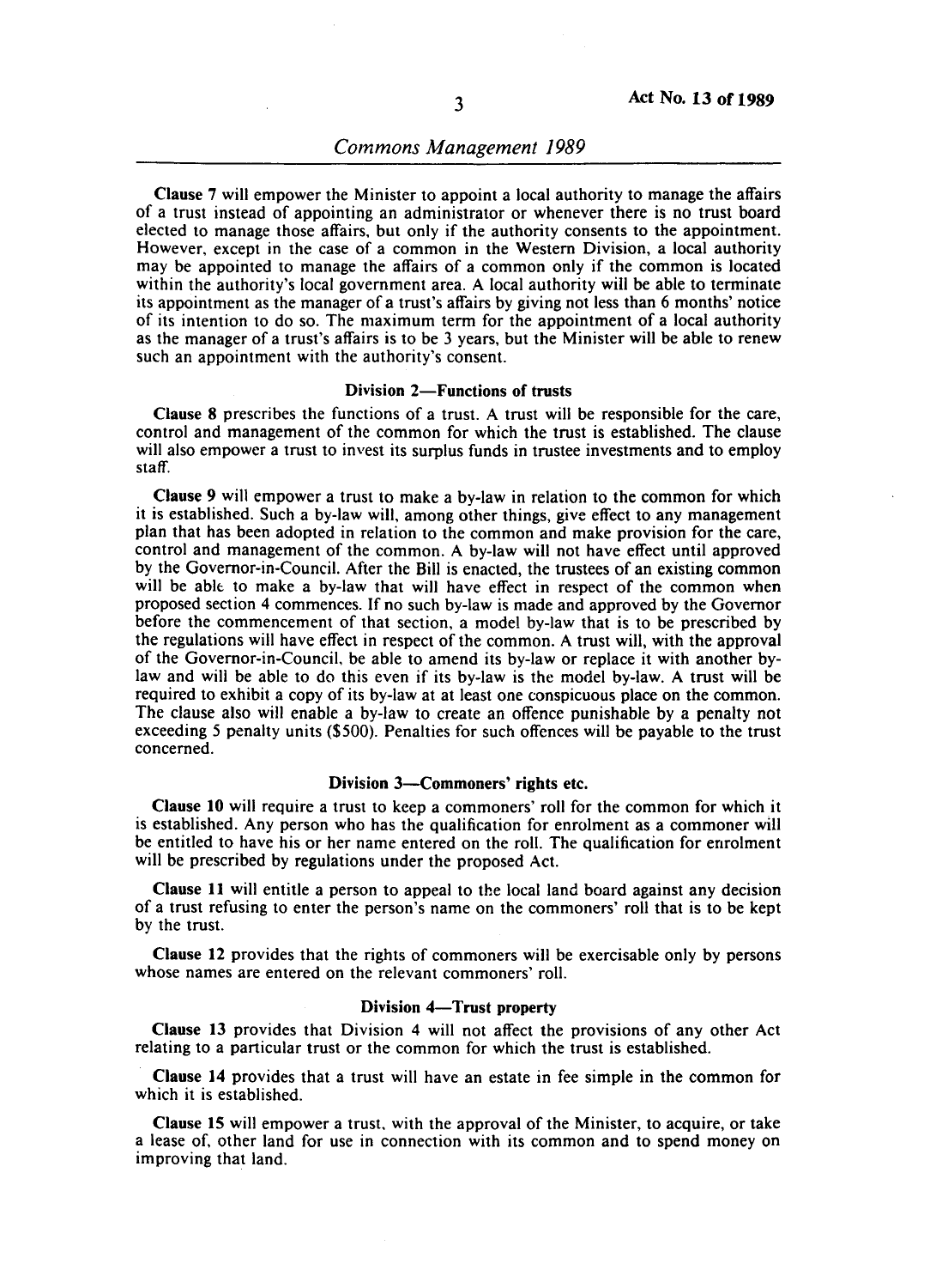**Clause 7** will empower the Minister to appoint a local authority to manage the affairs of a trust instead of appointing an administrator or whenever there is no trust board elected to manage those affairs, but only if the authority consents to the appointment. However, except in the case of a common in the Western Division, a local authority may be appointed to manage the affairs of a common only if the common is located within the authority's local government area. A local authority will be able to terminate its appointment as the manager of a trust's affairs by giving not less than 6 months' notice of its intention to do so. The maximum term for the appointment of a local authority as the manager of a trust's affairs is to be 3 years, but the Minister will be able to renew such an appointment with the authority's consent.

### Division 2—Functions of trusts

**Clause 8** prescribes the functions of a trust. A trust will be responsible for the care, control and management of the common for which the trust is established. The clause will also empower a trust to invest its surplus funds in trustee investments and to employ staff.

**Clause 9** will empower a trust to make a by-law in relation to the common for which it is established. Such a by-law will, among other things, give effect to any management plan that has been adopted in relation to the common and make provision for the care, control and management of the common. A by-law will not have effect until approved by the Governor-in-Council. After the Bill is enacted, the trustees of an existing common will be able to make a by-law that will have effect in respect of the common when proposed section 4 commences. If no such by-law is made and approved by the Governor before the commencement of that section, a model by-law that is to be prescribed by the regulations will have effect in respect of the common. A trust will, with the approval of the Governor-in-Council, be able to amend its by-law or replace it with another by-law and will be able to do this even if its by-law is the model by-law. A trust will be required to exhibit a copy of its by-law at at least one conspicuous place on the common. The clause also will enable a by-law to create an offence punishable by a penalty not exceeding 5 penalty units ($500). Penalties for such offences will be payable to the trust concerned.

### Division 3—Commoners' rights etc.

**Clause 10** will require a trust to keep a commoners' roll for the common for which it is established. Any person who has the qualification for enrolment as a commoner will be entitled to have his or her name entered on the roll. The qualification for enrolment will be prescribed by regulations under the proposed Act.

**Clause 11** will entitle a person to appeal to the local land board against any decision of a trust refusing to enter the person's name on the commoners' roll that is to be kept by the trust.

**Clause 12** provides that the rights of commoners will be exercisable only by persons whose names are entered on the relevant commoners' roll.

### Division 4—Trust property

**Clause 13** provides that Division 4 will not affect the provisions of any other Act relating to a particular trust or the common for which the trust is established.

**Clause 14** provides that a trust will have an estate in fee simple in the common for which it is established.

**Clause 15** will empower a trust, with the approval of the Minister, to acquire, or take a lease of, other land for use in connection with its common and to spend money on improving that land.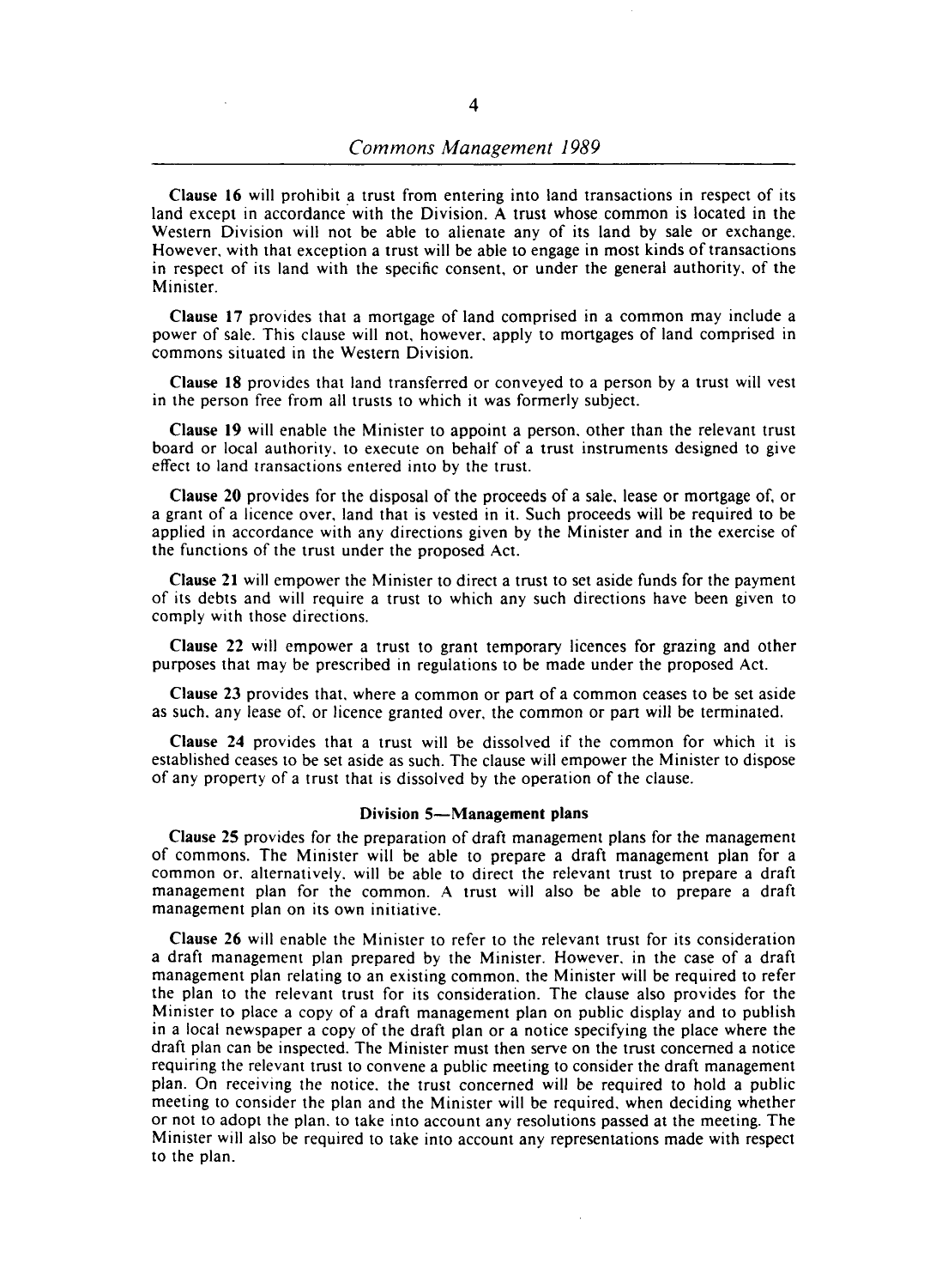**Clause 16** will prohibit a trust from entering into land transactions in respect of its land except in accordance with the Division. A trust whose common is located in the Western Division will not be able to alienate any of its land by sale or exchange. However, with that exception a trust will be able to engage in most kinds of transactions in respect of its land with the specific consent, or under the general authority, of the Minister.

**Clause 17** provides that a mortgage of land comprised in a common may include a power of sale. This clause will not, however, apply to mortgages of land comprised in commons situated in the Western Division.

**Clause 18** provides that land transferred or conveyed to a person by a trust will vest in the person free from all trusts to which it was formerly subject.

**Clause 19** will enable the Minister to appoint a person, other than the relevant trust board or local authority, to execute on behalf of a trust instruments designed to give effect to land transactions entered into by the trust.

**Clause 20** provides for the disposal of the proceeds of a sale, lease or mortgage of, or a grant of a licence over, land that is vested in it. Such proceeds will be required to be applied in accordance with any directions given by the Minister and in the exercise of the functions of the trust under the proposed Act.

**Clause 21** will empower the Minister to direct a trust to set aside funds for the payment of its debts and will require a trust to which any such directions have been given to comply with those directions.

**Clause 22** will empower a trust to grant temporary licences for grazing and other purposes that may be prescribed in regulations to be made under the proposed Act.

**Clause 23** provides that, where a common or part of a common ceases to be set aside as such, any lease of, or licence granted over, the common or part will be terminated.

**Clause 24** provides that a trust will be dissolved if the common for which it is established ceases to be set aside as such. The clause will empower the Minister to dispose of any property of a trust that is dissolved by the operation of the clause.

#### Division 5—Management plans

**Clause 25** provides for the preparation of draft management plans for the management of commons. The Minister will be able to prepare a draft management plan for a common or, alternatively, will be able to direct the relevant trust to prepare a draft management plan for the common. A trust will also be able to prepare a draft management plan on its own initiative.

**Clause 26** will enable the Minister to refer to the relevant trust for its consideration a draft management plan prepared by the Minister. However, in the case of a draft management plan relating to an existing common, the Minister will be required to refer the plan to the relevant trust for its consideration. The clause also provides for the Minister to place a copy of a draft management plan on public display and to publish in a local newspaper a copy of the draft plan or a notice specifying the place where the draft plan can be inspected. The Minister must then serve on the trust concerned a notice requiring the relevant trust to convene a public meeting to consider the draft management plan. On receiving the notice, the trust concerned will be required to hold a public meeting to consider the plan and the Minister will be required, when deciding whether or not to adopt the plan, to take into account any resolutions passed at the meeting. The Minister will also be required to take into account any representations made with respect to the plan.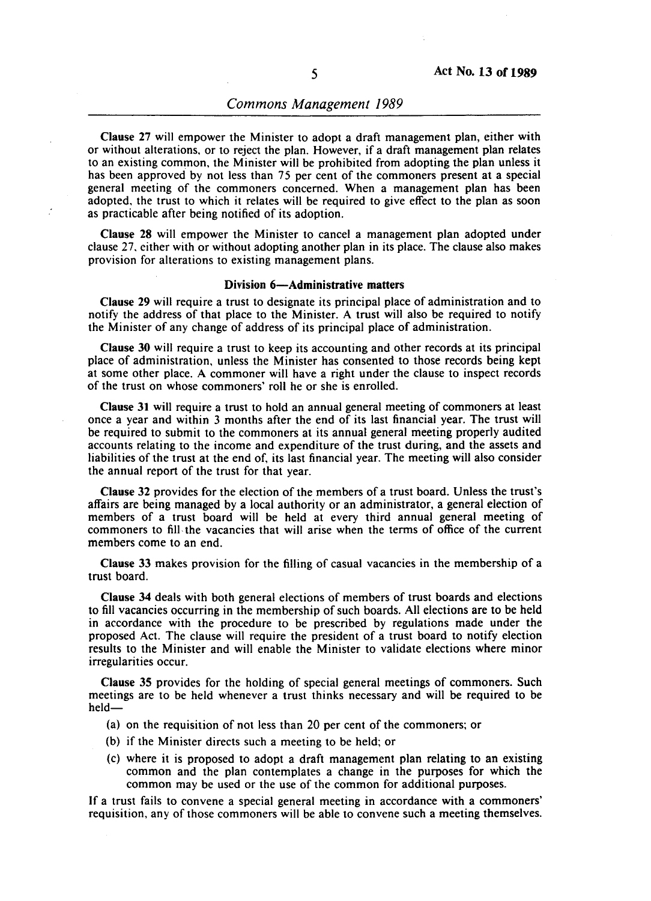**Clause 27** will empower the Minister to adopt a draft management plan, either with or without alterations, or to reject the plan. However, if a draft management plan relates to an existing common, the Minister will be prohibited from adopting the plan unless it has been approved by not less than 75 per cent of the commoners present at a special general meeting of the commoners concerned. When a management plan has been adopted, the trust to which it relates will be required to give effect to the plan as soon as practicable after being notified of its adoption.

**Clause 28** will empower the Minister to cancel a management plan adopted under clause 27, either with or without adopting another plan in its place. The clause also makes provision for alterations to existing management plans.

### Division 6—Administrative matters

**Clause 29** will require a trust to designate its principal place of administration and to notify the address of that place to the Minister. A trust will also be required to notify the Minister of any change of address of its principal place of administration.

**Clause 30** will require a trust to keep its accounting and other records at its principal place of administration, unless the Minister has consented to those records being kept at some other place. A commoner will have a right under the clause to inspect records of the trust on whose commoners' roll he or she is enrolled.

**Clause 31** will require a trust to hold an annual general meeting of commoners at least once a year and within 3 months after the end of its last financial year. The trust will be required to submit to the commoners at its annual general meeting properly audited accounts relating to the income and expenditure of the trust during, and the assets and liabilities of the trust at the end of, its last financial year. The meeting will also consider the annual report of the trust for that year.

**Clause 32** provides for the election of the members of a trust board. Unless the trust's affairs are being managed by a local authority or an administrator, a general election of members of a trust board will be held at every third annual general meeting of commoners to fill the vacancies that will arise when the terms of office of the current members come to an end.

**Clause 33** makes provision for the filling of casual vacancies in the membership of a trust board.

**Clause 34** deals with both general elections of members of trust boards and elections to fill vacancies occurring in the membership of such boards. All elections are to be held in accordance with the procedure to be prescribed by regulations made under the proposed Act. The clause will require the president of a trust board to notify election results to the Minister and will enable the Minister to validate elections where minor irregularities occur.

**Clause 35** provides for the holding of special general meetings of commoners. Such meetings are to be held whenever a trust thinks necessary and will be required to be held—

(a) on the requisition of not less than 20 per cent of the commoners; or

(b) if the Minister directs such a meeting to be held; or

(c) where it is proposed to adopt a draft management plan relating to an existing common and the plan contemplates a change in the purposes for which the common may be used or the use of the common for additional purposes.

If a trust fails to convene a special general meeting in accordance with a commoners' requisition, any of those commoners will be able to convene such a meeting themselves.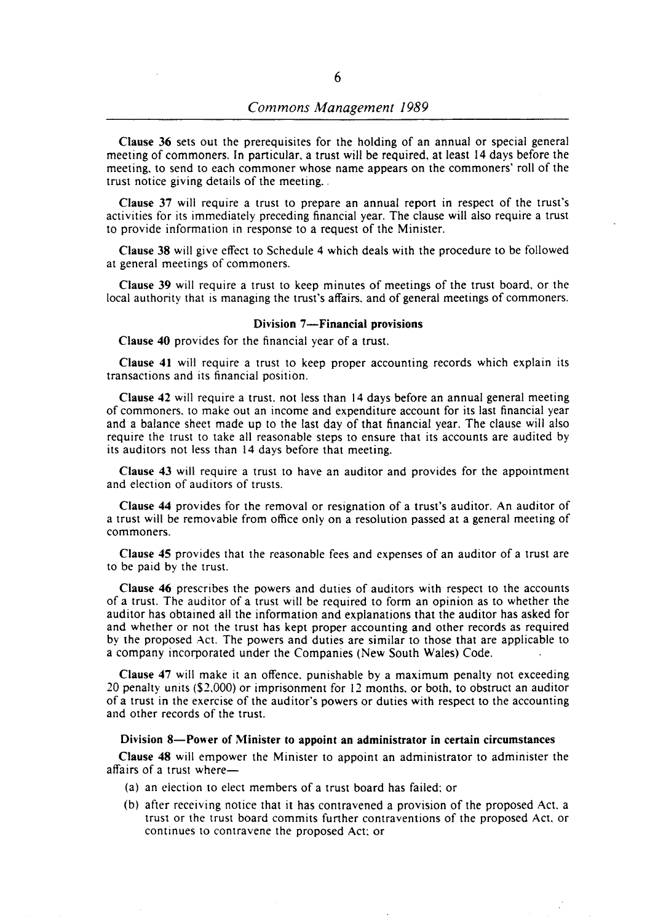**Clause 36** sets out the prerequisites for the holding of an annual or special general meeting of commoners. In particular, a trust will be required, at least 14 days before the meeting, to send to each commoner whose name appears on the commoners' roll of the trust notice giving details of the meeting.

**Clause 37** will require a trust to prepare an annual report in respect of the trust's activities for its immediately preceding financial year. The clause will also require a trust to provide information in response to a request of the Minister.

**Clause 38** will give effect to Schedule 4 which deals with the procedure to be followed at general meetings of commoners.

**Clause 39** will require a trust to keep minutes of meetings of the trust board, or the local authority that is managing the trust's affairs, and of general meetings of commoners.

### Division 7—Financial provisions

**Clause 40** provides for the financial year of a trust.

**Clause 41** will require a trust to keep proper accounting records which explain its transactions and its financial position.

**Clause 42** will require a trust, not less than 14 days before an annual general meeting of commoners, to make out an income and expenditure account for its last financial year and a balance sheet made up to the last day of that financial year. The clause will also require the trust to take all reasonable steps to ensure that its accounts are audited by its auditors not less than 14 days before that meeting.

**Clause 43** will require a trust to have an auditor and provides for the appointment and election of auditors of trusts.

**Clause 44** provides for the removal or resignation of a trust's auditor. An auditor of a trust will be removable from office only on a resolution passed at a general meeting of commoners.

**Clause 45** provides that the reasonable fees and expenses of an auditor of a trust are to be paid by the trust.

**Clause 46** prescribes the powers and duties of auditors with respect to the accounts of a trust. The auditor of a trust will be required to form an opinion as to whether the auditor has obtained all the information and explanations that the auditor has asked for and whether or not the trust has kept proper accounting and other records as required by the proposed Act. The powers and duties are similar to those that are applicable to a company incorporated under the Companies (New South Wales) Code.

**Clause 47** will make it an offence, punishable by a maximum penalty not exceeding 20 penalty units ($2,000) or imprisonment for 12 months, or both, to obstruct an auditor of a trust in the exercise of the auditor's powers or duties with respect to the accounting and other records of the trust.

### Division 8—Power of Minister to appoint an administrator in certain circumstances

**Clause 48** will empower the Minister to appoint an administrator to administer the affairs of a trust where—

(a) an election to elect members of a trust board has failed; or

(b) after receiving notice that it has contravened a provision of the proposed Act, a trust or the trust board commits further contraventions of the proposed Act, or continues to contravene the proposed Act; or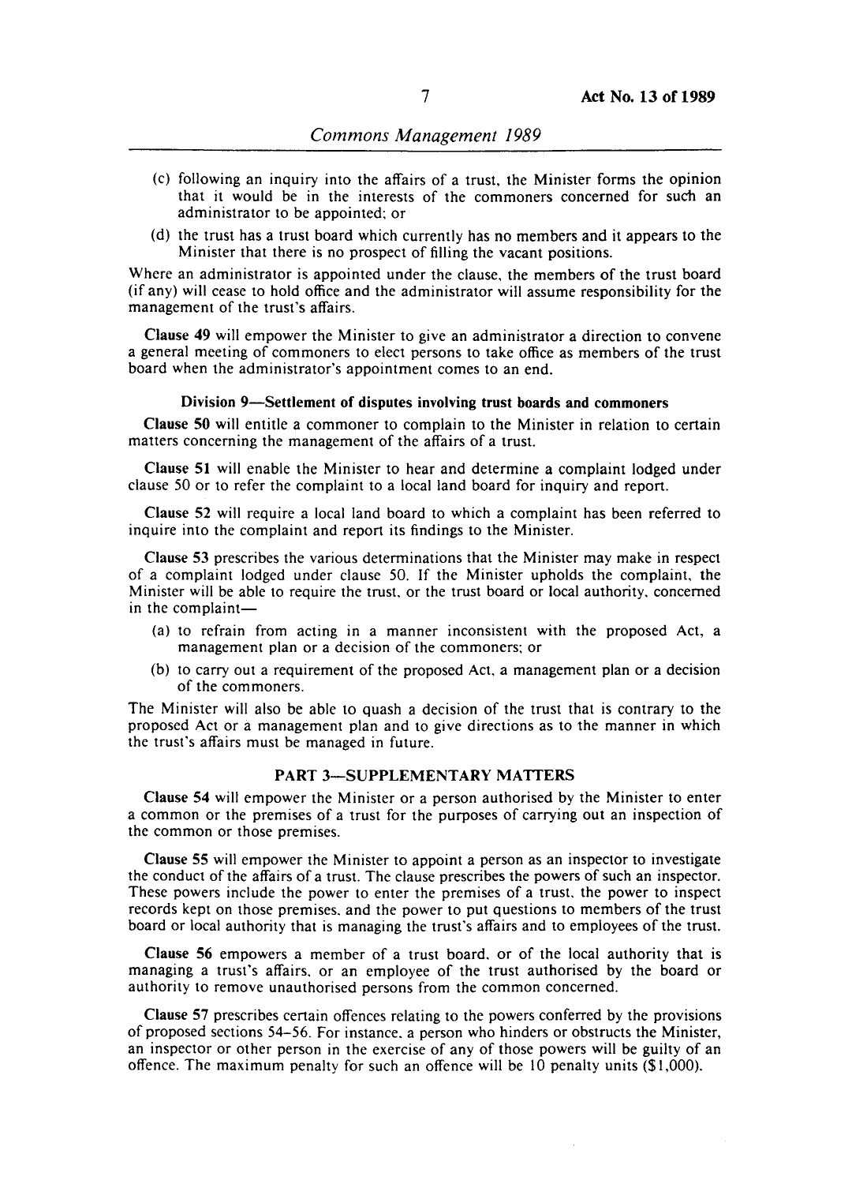(c) following an inquiry into the affairs of a trust, the Minister forms the opinion that it would be in the interests of the commoners concerned for such an administrator to be appointed; or

(d) the trust has a trust board which currently has no members and it appears to the Minister that there is no prospect of filling the vacant positions.

Where an administrator is appointed under the clause, the members of the trust board (if any) will cease to hold office and the administrator will assume responsibility for the management of the trust's affairs.

**Clause 49** will empower the Minister to give an administrator a direction to convene a general meeting of commoners to elect persons to take office as members of the trust board when the administrator's appointment comes to an end.

#### Division 9—Settlement of disputes involving trust boards and commoners

**Clause 50** will entitle a commoner to complain to the Minister in relation to certain matters concerning the management of the affairs of a trust.

**Clause 51** will enable the Minister to hear and determine a complaint lodged under clause 50 or to refer the complaint to a local land board for inquiry and report.

**Clause 52** will require a local land board to which a complaint has been referred to inquire into the complaint and report its findings to the Minister.

**Clause 53** prescribes the various determinations that the Minister may make in respect of a complaint lodged under clause 50. If the Minister upholds the complaint, the Minister will be able to require the trust, or the trust board or local authority, concerned in the complaint—

(a) to refrain from acting in a manner inconsistent with the proposed Act, a management plan or a decision of the commoners; or

(b) to carry out a requirement of the proposed Act, a management plan or a decision of the commoners.

The Minister will also be able to quash a decision of the trust that is contrary to the proposed Act or a management plan and to give directions as to the manner in which the trust's affairs must be managed in future.

### PART 3—SUPPLEMENTARY MATTERS

**Clause 54** will empower the Minister or a person authorised by the Minister to enter a common or the premises of a trust for the purposes of carrying out an inspection of the common or those premises.

**Clause 55** will empower the Minister to appoint a person as an inspector to investigate the conduct of the affairs of a trust. The clause prescribes the powers of such an inspector. These powers include the power to enter the premises of a trust, the power to inspect records kept on those premises, and the power to put questions to members of the trust board or local authority that is managing the trust's affairs and to employees of the trust.

**Clause 56** empowers a member of a trust board, or of the local authority that is managing a trust's affairs, or an employee of the trust authorised by the board or authority to remove unauthorised persons from the common concerned.

**Clause 57** prescribes certain offences relating to the powers conferred by the provisions of proposed sections 54–56. For instance, a person who hinders or obstructs the Minister, an inspector or other person in the exercise of any of those powers will be guilty of an offence. The maximum penalty for such an offence will be 10 penalty units ($1,000).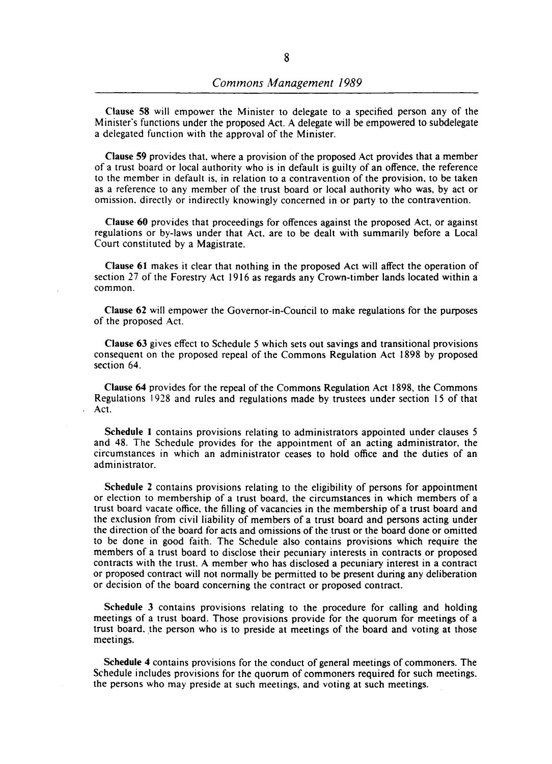**Clause 58** will empower the Minister to delegate to a specified person any of the Minister's functions under the proposed Act. A delegate will be empowered to subdelegate a delegated function with the approval of the Minister.

**Clause 59** provides that, where a provision of the proposed Act provides that a member of a trust board or local authority who is in default is guilty of an offence, the reference to the member in default is, in relation to a contravention of the provision, to be taken as a reference to any member of the trust board or local authority who was, by act or omission, directly or indirectly knowingly concerned in or party to the contravention.

**Clause 60** provides that proceedings for offences against the proposed Act, or against regulations or by-laws under that Act, are to be dealt with summarily before a Local Court constituted by a Magistrate.

**Clause 61** makes it clear that nothing in the proposed Act will affect the operation of section 27 of the Forestry Act 1916 as regards any Crown-timber lands located within a common.

**Clause 62** will empower the Governor-in-Council to make regulations for the purposes of the proposed Act.

**Clause 63** gives effect to Schedule 5 which sets out savings and transitional provisions consequent on the proposed repeal of the Commons Regulation Act 1898 by proposed section 64.

**Clause 64** provides for the repeal of the Commons Regulation Act 1898, the Commons Regulations 1928 and rules and regulations made by trustees under section 15 of that Act.

**Schedule 1** contains provisions relating to administrators appointed under clauses 5 and 48. The Schedule provides for the appointment of an acting administrator, the circumstances in which an administrator ceases to hold office and the duties of an administrator.

**Schedule 2** contains provisions relating to the eligibility of persons for appointment or election to membership of a trust board, the circumstances in which members of a trust board vacate office, the filling of vacancies in the membership of a trust board and the exclusion from civil liability of members of a trust board and persons acting under the direction of the board for acts and omissions of the trust or the board done or omitted to be done in good faith. The Schedule also contains provisions which require the members of a trust board to disclose their pecuniary interests in contracts or proposed contracts with the trust. A member who has disclosed a pecuniary interest in a contract or proposed contract will not normally be permitted to be present during any deliberation or decision of the board concerning the contract or proposed contract.

**Schedule 3** contains provisions relating to the procedure for calling and holding meetings of a trust board. Those provisions provide for the quorum for meetings of a trust board, the person who is to preside at meetings of the board and voting at those meetings.

**Schedule 4** contains provisions for the conduct of general meetings of commoners. The Schedule includes provisions for the quorum of commoners required for such meetings, the persons who may preside at such meetings, and voting at such meetings.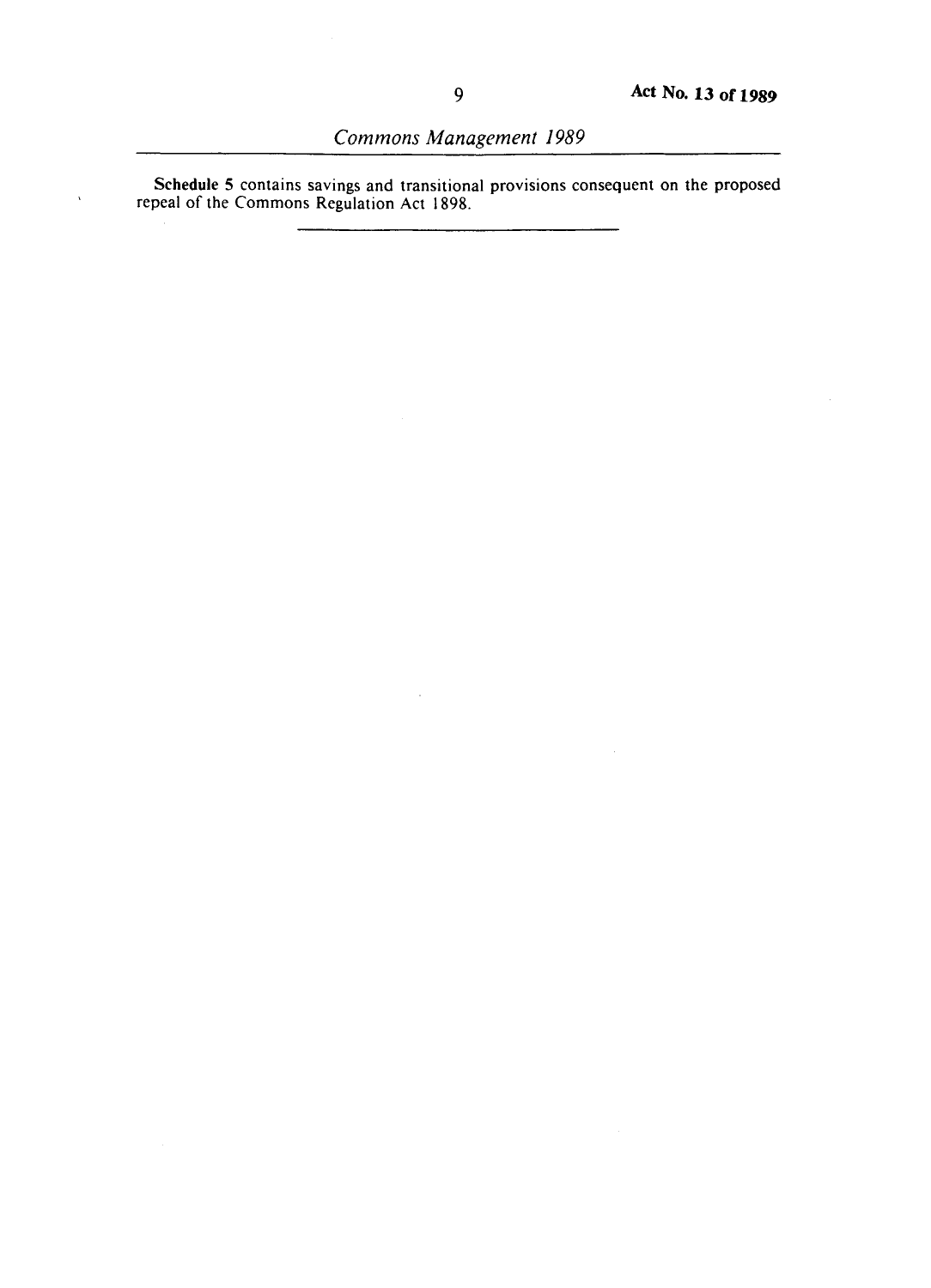**Schedule 5** contains savings and transitional provisions consequent on the proposed repeal of the Commons Regulation Act 1898.